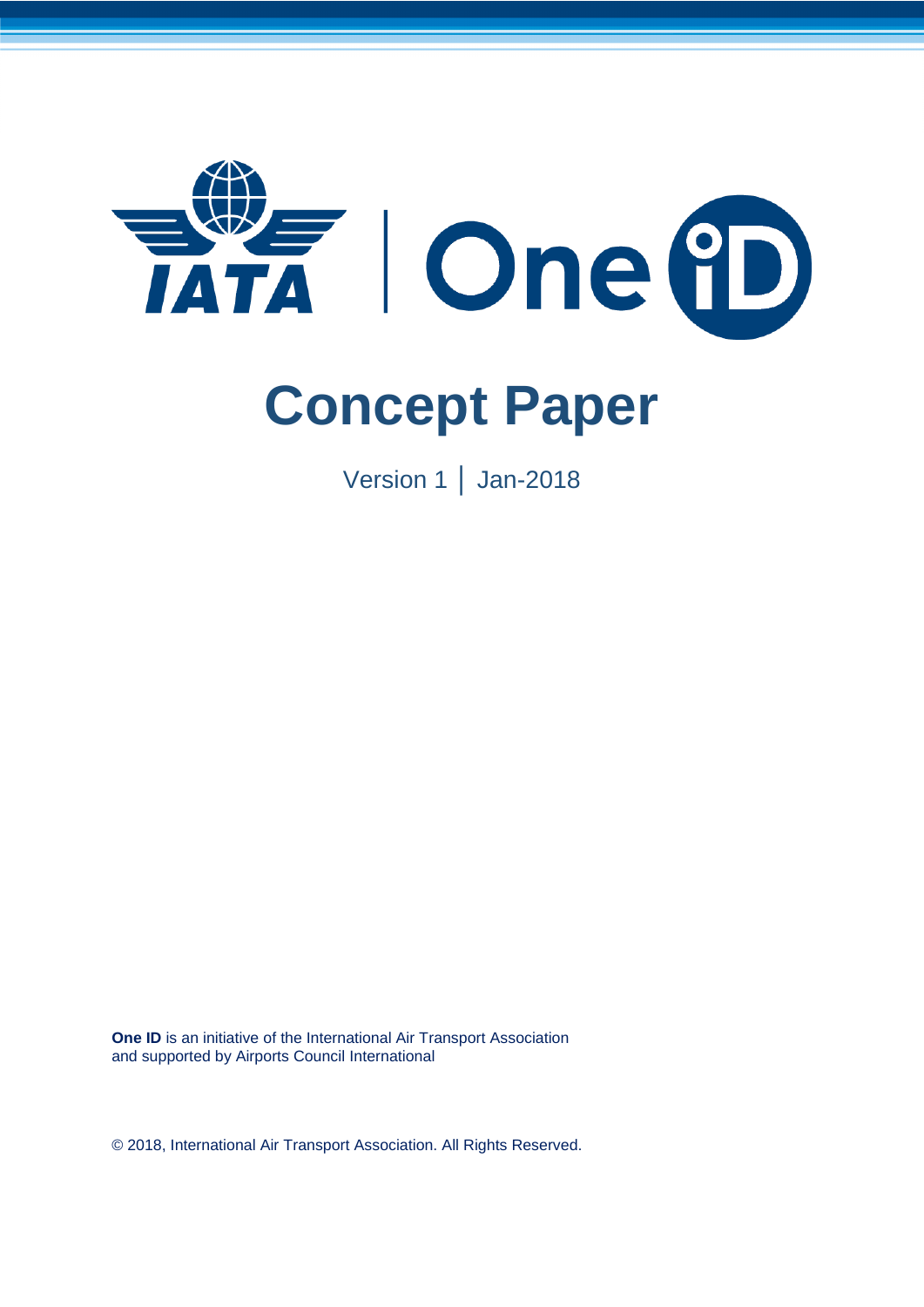IATA | One iD

# Concept Paper

Version 1 | Jan-2018

**One ID** is an initiative of the International Air Transport Association and supported by Airports Council International

© 2018, International Air Transport Association. All Rights Reserved.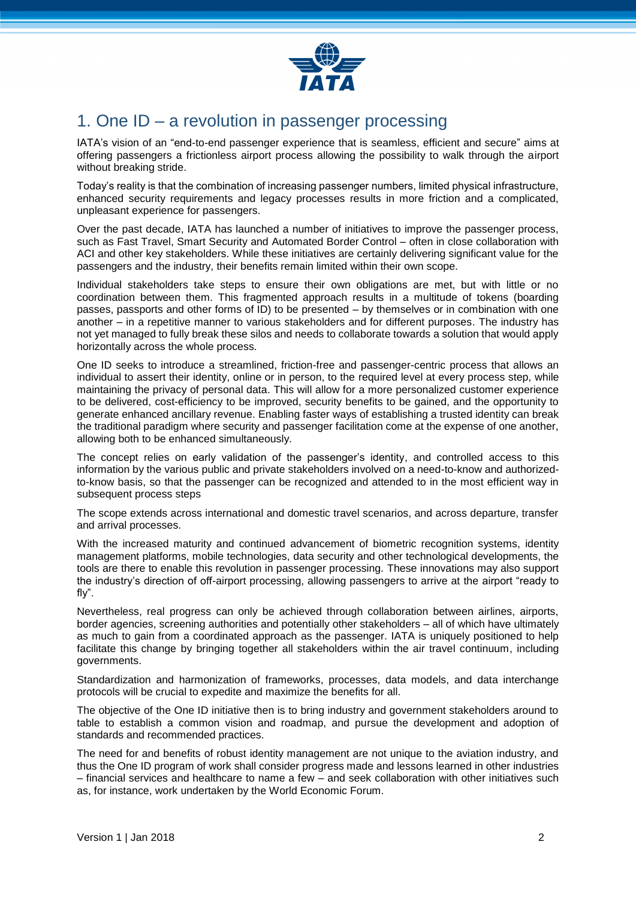# 1. One ID – a revolution in passenger processing

IATA's vision of an "end-to-end passenger experience that is seamless, efficient and secure" aims at offering passengers a frictionless airport process allowing the possibility to walk through the airport without breaking stride.

Today's reality is that the combination of increasing passenger numbers, limited physical infrastructure, enhanced security requirements and legacy processes results in more friction and a complicated, unpleasant experience for passengers.

Over the past decade, IATA has launched a number of initiatives to improve the passenger process, such as Fast Travel, Smart Security and Automated Border Control – often in close collaboration with ACI and other key stakeholders. While these initiatives are certainly delivering significant value for the passengers and the industry, their benefits remain limited within their own scope.

Individual stakeholders take steps to ensure their own obligations are met, but with little or no coordination between them. This fragmented approach results in a multitude of tokens (boarding passes, passports and other forms of ID) to be presented – by themselves or in combination with one another – in a repetitive manner to various stakeholders and for different purposes. The industry has not yet managed to fully break these silos and needs to collaborate towards a solution that would apply horizontally across the whole process.

One ID seeks to introduce a streamlined, friction-free and passenger-centric process that allows an individual to assert their identity, online or in person, to the required level at every process step, while maintaining the privacy of personal data. This will allow for a more personalized customer experience to be delivered, cost-efficiency to be improved, security benefits to be gained, and the opportunity to generate enhanced ancillary revenue. Enabling faster ways of establishing a trusted identity can break the traditional paradigm where security and passenger facilitation come at the expense of one another, allowing both to be enhanced simultaneously.

The concept relies on early validation of the passenger's identity, and controlled access to this information by the various public and private stakeholders involved on a need-to-know and authorized-to-know basis, so that the passenger can be recognized and attended to in the most efficient way in subsequent process steps

The scope extends across international and domestic travel scenarios, and across departure, transfer and arrival processes.

With the increased maturity and continued advancement of biometric recognition systems, identity management platforms, mobile technologies, data security and other technological developments, the tools are there to enable this revolution in passenger processing. These innovations may also support the industry's direction of off-airport processing, allowing passengers to arrive at the airport "ready to fly".

Nevertheless, real progress can only be achieved through collaboration between airlines, airports, border agencies, screening authorities and potentially other stakeholders – all of which have ultimately as much to gain from a coordinated approach as the passenger. IATA is uniquely positioned to help facilitate this change by bringing together all stakeholders within the air travel continuum, including governments.

Standardization and harmonization of frameworks, processes, data models, and data interchange protocols will be crucial to expedite and maximize the benefits for all.

The objective of the One ID initiative then is to bring industry and government stakeholders around to table to establish a common vision and roadmap, and pursue the development and adoption of standards and recommended practices.

The need for and benefits of robust identity management are not unique to the aviation industry, and thus the One ID program of work shall consider progress made and lessons learned in other industries – financial services and healthcare to name a few – and seek collaboration with other initiatives such as, for instance, work undertaken by the World Economic Forum.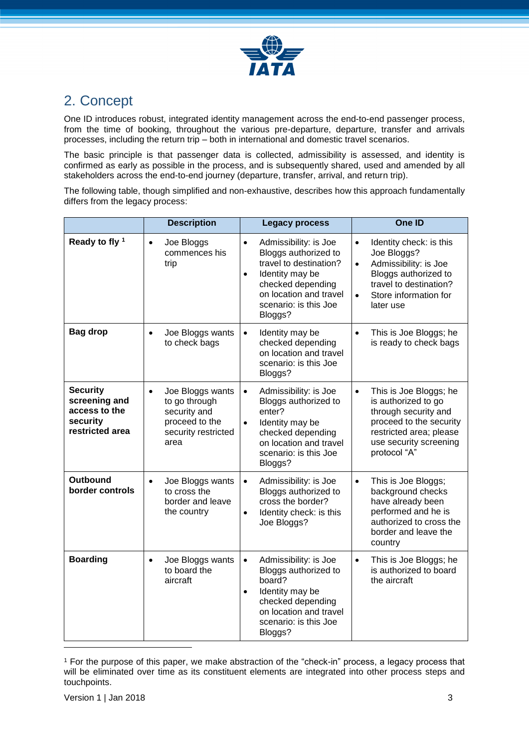## 2. Concept

One ID introduces robust, integrated identity management across the end-to-end passenger process, from the time of booking, throughout the various pre-departure, departure, transfer and arrivals processes, including the return trip – both in international and domestic travel scenarios.

The basic principle is that passenger data is collected, admissibility is assessed, and identity is confirmed as early as possible in the process, and is subsequently shared, used and amended by all stakeholders across the end-to-end journey (departure, transfer, arrival, and return trip).

The following table, though simplified and non-exhaustive, describes how this approach fundamentally differs from the legacy process:

| | Description | Legacy process | One ID |
|---|---|---|---|
| **Ready to fly** [1] | • Joe Bloggs commences his trip | • Admissibility: is Joe Bloggs authorized to travel to destination?<br>• Identity may be checked depending on location and travel scenario: is this Joe Bloggs? | • Identity check: is this Joe Bloggs?<br>• Admissibility: is Joe Bloggs authorized to travel to destination?<br>• Store information for later use |
| **Bag drop** | • Joe Bloggs wants to check bags | • Identity may be checked depending on location and travel scenario: is this Joe Bloggs? | • This is Joe Bloggs; he is ready to check bags |
| **Security screening and access to the security restricted area** | • Joe Bloggs wants to go through security and proceed to the security restricted area | • Admissibility: is Joe Bloggs authorized to enter?<br>• Identity may be checked depending on location and travel scenario: is this Joe Bloggs? | • This is Joe Bloggs; he is authorized to go through security and proceed to the security restricted area; please use security screening protocol "A" |
| **Outbound border controls** | • Joe Bloggs wants to cross the border and leave the country | • Admissibility: is Joe Bloggs authorized to cross the border?<br>• Identity check: is this Joe Bloggs? | • This is Joe Bloggs; background checks have already been performed and he is authorized to cross the border and leave the country |
| **Boarding** | • Joe Bloggs wants to board the aircraft | • Admissibility: is Joe Bloggs authorized to board?<br>• Identity may be checked depending on location and travel scenario: is this Joe Bloggs? | • This is Joe Bloggs; he is authorized to board the aircraft |

[1] For the purpose of this paper, we make abstraction of the "check-in" process, a legacy process that will be eliminated over time as its constituent elements are integrated into other process steps and touchpoints.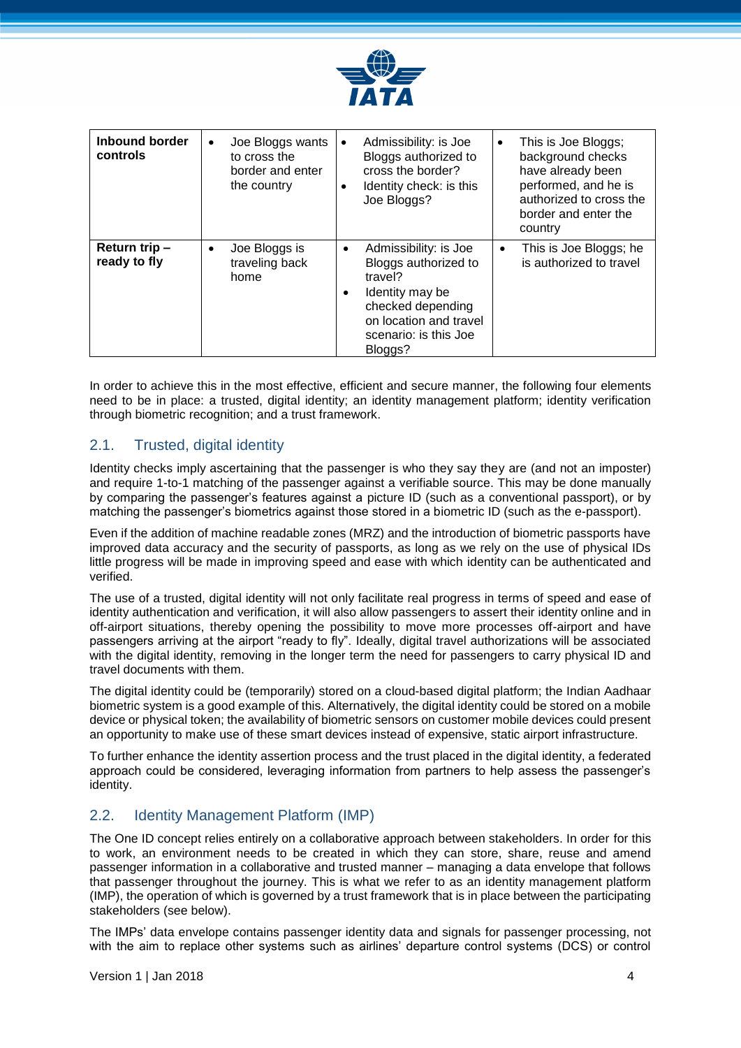| | | | |
|---|---|---|---|
| **Inbound border controls** | • Joe Bloggs wants to cross the border and enter the country | • Admissibility: is Joe Bloggs authorized to cross the border?<br>• Identity check: is this Joe Bloggs? | • This is Joe Bloggs; background checks have already been performed, and he is authorized to cross the border and enter the country |
| **Return trip – ready to fly** | • Joe Bloggs is traveling back home | • Admissibility: is Joe Bloggs authorized to travel?<br>• Identity may be checked depending on location and travel scenario: is this Joe Bloggs? | • This is Joe Bloggs; he is authorized to travel |

In order to achieve this in the most effective, efficient and secure manner, the following four elements need to be in place: a trusted, digital identity; an identity management platform; identity verification through biometric recognition; and a trust framework.

## 2.1. Trusted, digital identity

Identity checks imply ascertaining that the passenger is who they say they are (and not an imposter) and require 1-to-1 matching of the passenger against a verifiable source. This may be done manually by comparing the passenger's features against a picture ID (such as a conventional passport), or by matching the passenger's biometrics against those stored in a biometric ID (such as the e-passport).

Even if the addition of machine readable zones (MRZ) and the introduction of biometric passports have improved data accuracy and the security of passports, as long as we rely on the use of physical IDs little progress will be made in improving speed and ease with which identity can be authenticated and verified.

The use of a trusted, digital identity will not only facilitate real progress in terms of speed and ease of identity authentication and verification, it will also allow passengers to assert their identity online and in off-airport situations, thereby opening the possibility to move more processes off-airport and have passengers arriving at the airport "ready to fly". Ideally, digital travel authorizations will be associated with the digital identity, removing in the longer term the need for passengers to carry physical ID and travel documents with them.

The digital identity could be (temporarily) stored on a cloud-based digital platform; the Indian Aadhaar biometric system is a good example of this. Alternatively, the digital identity could be stored on a mobile device or physical token; the availability of biometric sensors on customer mobile devices could present an opportunity to make use of these smart devices instead of expensive, static airport infrastructure.

To further enhance the identity assertion process and the trust placed in the digital identity, a federated approach could be considered, leveraging information from partners to help assess the passenger's identity.

## 2.2. Identity Management Platform (IMP)

The One ID concept relies entirely on a collaborative approach between stakeholders. In order for this to work, an environment needs to be created in which they can store, share, reuse and amend passenger information in a collaborative and trusted manner – managing a data envelope that follows that passenger throughout the journey. This is what we refer to as an identity management platform (IMP), the operation of which is governed by a trust framework that is in place between the participating stakeholders (see below).

The IMPs' data envelope contains passenger identity data and signals for passenger processing, not with the aim to replace other systems such as airlines' departure control systems (DCS) or control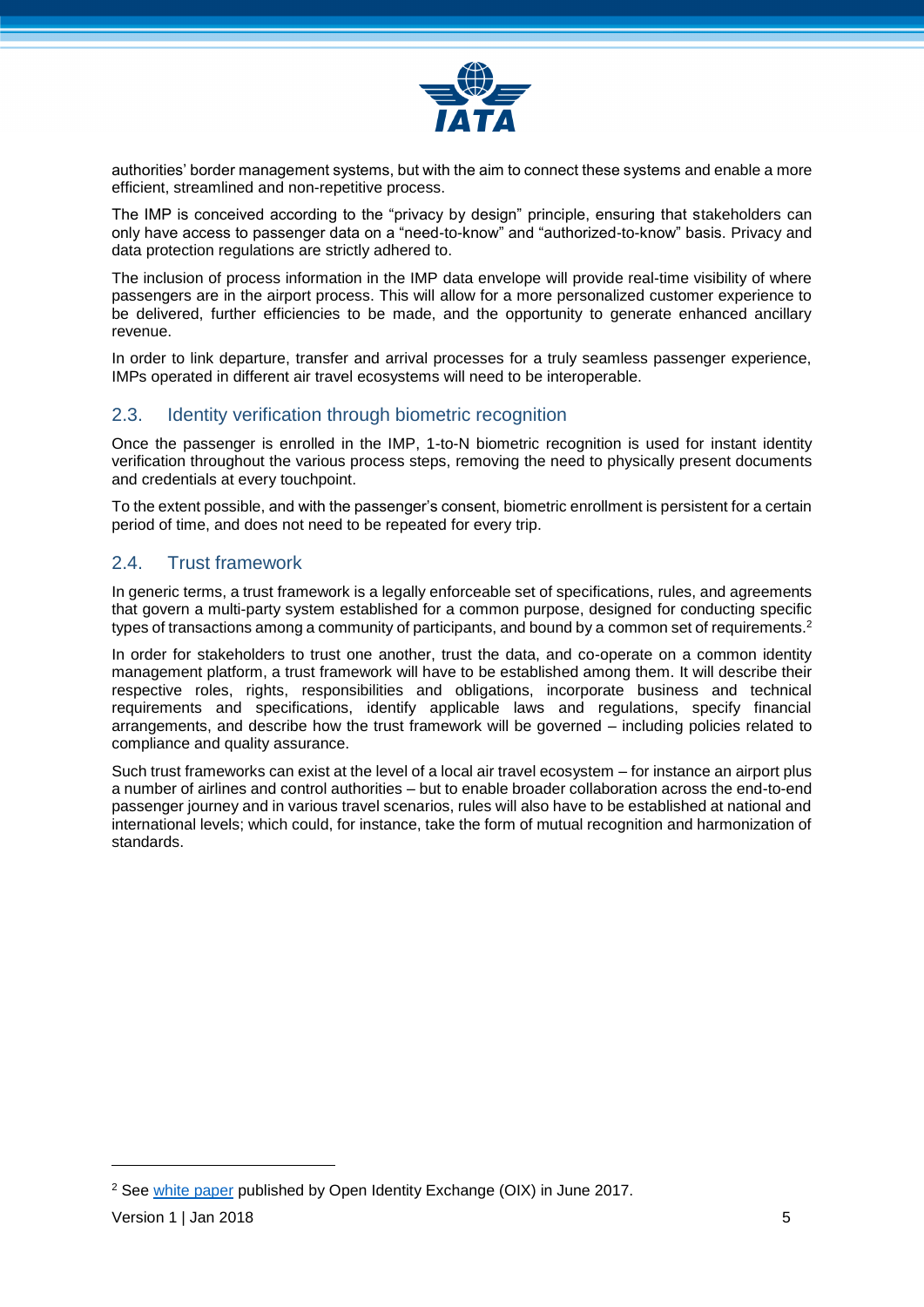authorities' border management systems, but with the aim to connect these systems and enable a more efficient, streamlined and non-repetitive process.

The IMP is conceived according to the "privacy by design" principle, ensuring that stakeholders can only have access to passenger data on a "need-to-know" and "authorized-to-know" basis. Privacy and data protection regulations are strictly adhered to.

The inclusion of process information in the IMP data envelope will provide real-time visibility of where passengers are in the airport process. This will allow for a more personalized customer experience to be delivered, further efficiencies to be made, and the opportunity to generate enhanced ancillary revenue.

In order to link departure, transfer and arrival processes for a truly seamless passenger experience, IMPs operated in different air travel ecosystems will need to be interoperable.

## 2.3. Identity verification through biometric recognition

Once the passenger is enrolled in the IMP, 1-to-N biometric recognition is used for instant identity verification throughout the various process steps, removing the need to physically present documents and credentials at every touchpoint.

To the extent possible, and with the passenger's consent, biometric enrollment is persistent for a certain period of time, and does not need to be repeated for every trip.

## 2.4. Trust framework

In generic terms, a trust framework is a legally enforceable set of specifications, rules, and agreements that govern a multi-party system established for a common purpose, designed for conducting specific types of transactions among a community of participants, and bound by a common set of requirements.[2]

In order for stakeholders to trust one another, trust the data, and co-operate on a common identity management platform, a trust framework will have to be established among them. It will describe their respective roles, rights, responsibilities and obligations, incorporate business and technical requirements and specifications, identify applicable laws and regulations, specify financial arrangements, and describe how the trust framework will be governed – including policies related to compliance and quality assurance.

Such trust frameworks can exist at the level of a local air travel ecosystem – for instance an airport plus a number of airlines and control authorities – but to enable broader collaboration across the end-to-end passenger journey and in various travel scenarios, rules will also have to be established at national and international levels; which could, for instance, take the form of mutual recognition and harmonization of standards.

---

[2] See white paper published by Open Identity Exchange (OIX) in June 2017.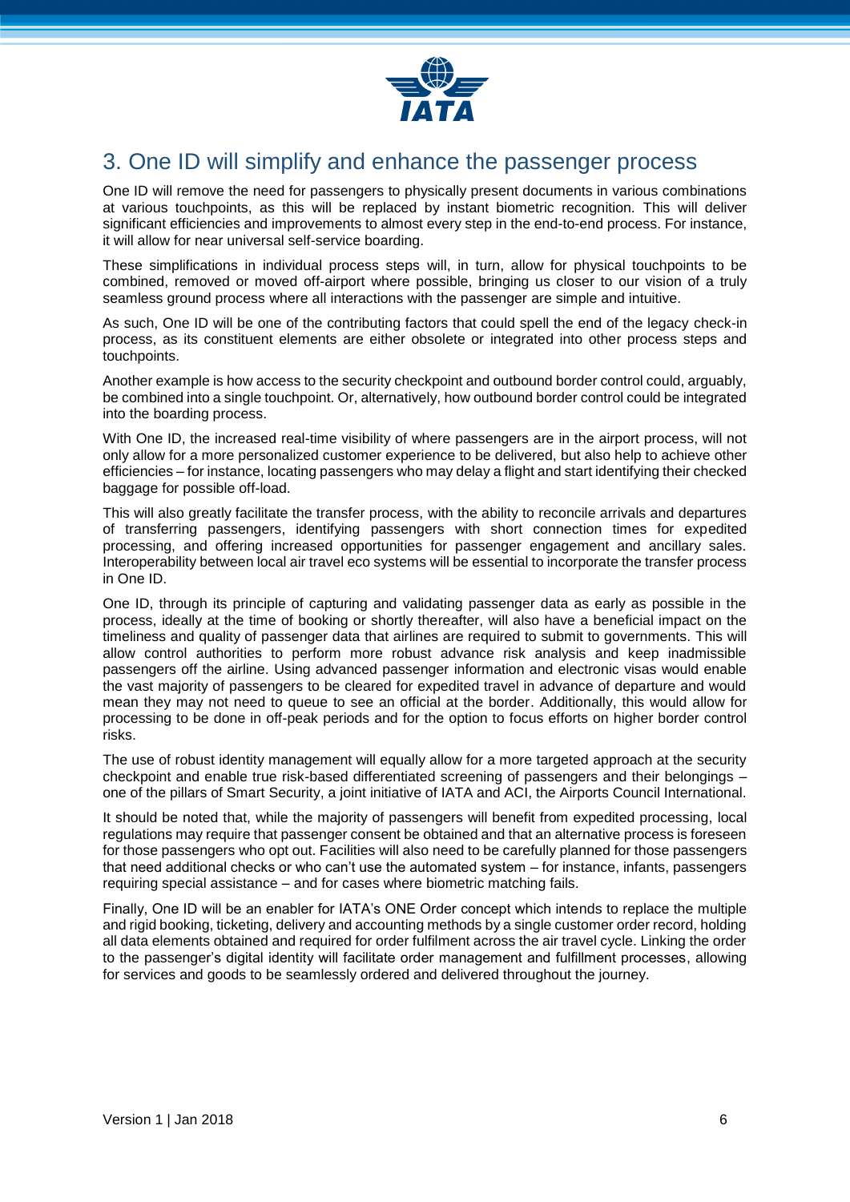## 3. One ID will simplify and enhance the passenger process

One ID will remove the need for passengers to physically present documents in various combinations at various touchpoints, as this will be replaced by instant biometric recognition. This will deliver significant efficiencies and improvements to almost every step in the end-to-end process. For instance, it will allow for near universal self-service boarding.

These simplifications in individual process steps will, in turn, allow for physical touchpoints to be combined, removed or moved off-airport where possible, bringing us closer to our vision of a truly seamless ground process where all interactions with the passenger are simple and intuitive.

As such, One ID will be one of the contributing factors that could spell the end of the legacy check-in process, as its constituent elements are either obsolete or integrated into other process steps and touchpoints.

Another example is how access to the security checkpoint and outbound border control could, arguably, be combined into a single touchpoint. Or, alternatively, how outbound border control could be integrated into the boarding process.

With One ID, the increased real-time visibility of where passengers are in the airport process, will not only allow for a more personalized customer experience to be delivered, but also help to achieve other efficiencies – for instance, locating passengers who may delay a flight and start identifying their checked baggage for possible off-load.

This will also greatly facilitate the transfer process, with the ability to reconcile arrivals and departures of transferring passengers, identifying passengers with short connection times for expedited processing, and offering increased opportunities for passenger engagement and ancillary sales. Interoperability between local air travel eco systems will be essential to incorporate the transfer process in One ID.

One ID, through its principle of capturing and validating passenger data as early as possible in the process, ideally at the time of booking or shortly thereafter, will also have a beneficial impact on the timeliness and quality of passenger data that airlines are required to submit to governments. This will allow control authorities to perform more robust advance risk analysis and keep inadmissible passengers off the airline. Using advanced passenger information and electronic visas would enable the vast majority of passengers to be cleared for expedited travel in advance of departure and would mean they may not need to queue to see an official at the border. Additionally, this would allow for processing to be done in off-peak periods and for the option to focus efforts on higher border control risks.

The use of robust identity management will equally allow for a more targeted approach at the security checkpoint and enable true risk-based differentiated screening of passengers and their belongings – one of the pillars of Smart Security, a joint initiative of IATA and ACI, the Airports Council International.

It should be noted that, while the majority of passengers will benefit from expedited processing, local regulations may require that passenger consent be obtained and that an alternative process is foreseen for those passengers who opt out. Facilities will also need to be carefully planned for those passengers that need additional checks or who can't use the automated system – for instance, infants, passengers requiring special assistance – and for cases where biometric matching fails.

Finally, One ID will be an enabler for IATA's ONE Order concept which intends to replace the multiple and rigid booking, ticketing, delivery and accounting methods by a single customer order record, holding all data elements obtained and required for order fulfilment across the air travel cycle. Linking the order to the passenger's digital identity will facilitate order management and fulfillment processes, allowing for services and goods to be seamlessly ordered and delivered throughout the journey.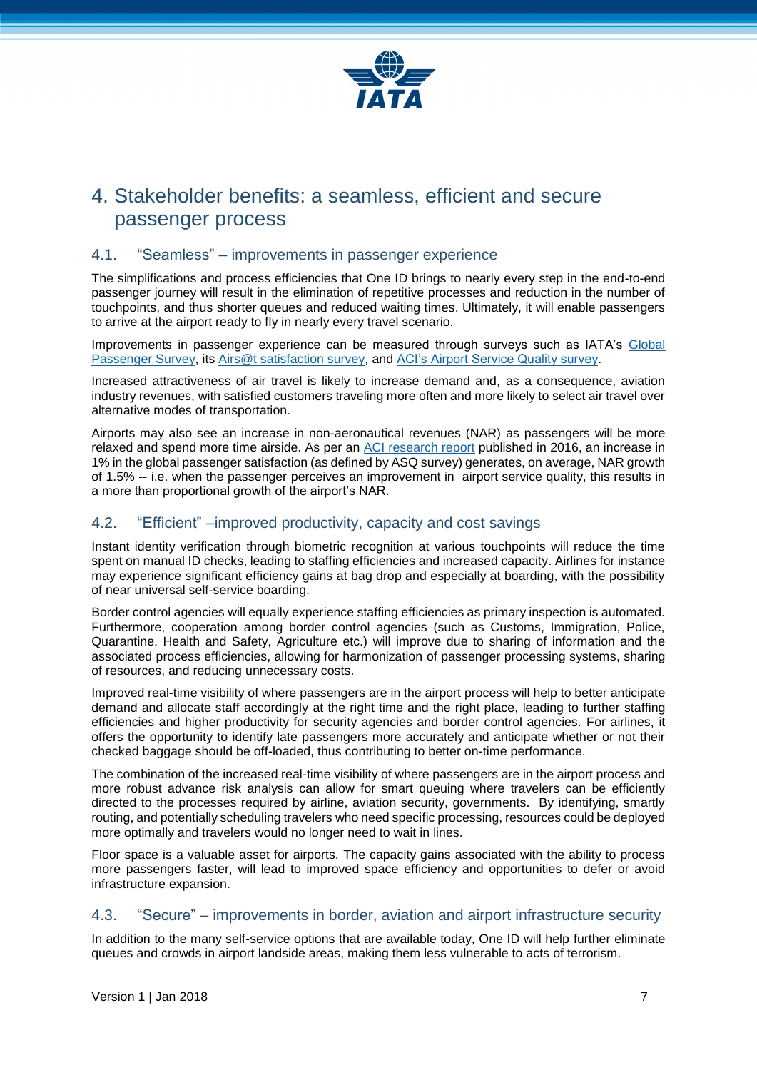# 4. Stakeholder benefits: a seamless, efficient and secure passenger process

## 4.1. “Seamless” – improvements in passenger experience

The simplifications and process efficiencies that One ID brings to nearly every step in the end-to-end passenger journey will result in the elimination of repetitive processes and reduction in the number of touchpoints, and thus shorter queues and reduced waiting times. Ultimately, it will enable passengers to arrive at the airport ready to fly in nearly every travel scenario.

Improvements in passenger experience can be measured through surveys such as IATA’s Global Passenger Survey, its Airs@t satisfaction survey, and ACI’s Airport Service Quality survey.

Increased attractiveness of air travel is likely to increase demand and, as a consequence, aviation industry revenues, with satisfied customers traveling more often and more likely to select air travel over alternative modes of transportation.

Airports may also see an increase in non-aeronautical revenues (NAR) as passengers will be more relaxed and spend more time airside. As per an ACI research report published in 2016, an increase in 1% in the global passenger satisfaction (as defined by ASQ survey) generates, on average, NAR growth of 1.5% -- i.e. when the passenger perceives an improvement in airport service quality, this results in a more than proportional growth of the airport’s NAR.

## 4.2. “Efficient” –improved productivity, capacity and cost savings

Instant identity verification through biometric recognition at various touchpoints will reduce the time spent on manual ID checks, leading to staffing efficiencies and increased capacity. Airlines for instance may experience significant efficiency gains at bag drop and especially at boarding, with the possibility of near universal self-service boarding.

Border control agencies will equally experience staffing efficiencies as primary inspection is automated. Furthermore, cooperation among border control agencies (such as Customs, Immigration, Police, Quarantine, Health and Safety, Agriculture etc.) will improve due to sharing of information and the associated process efficiencies, allowing for harmonization of passenger processing systems, sharing of resources, and reducing unnecessary costs.

Improved real-time visibility of where passengers are in the airport process will help to better anticipate demand and allocate staff accordingly at the right time and the right place, leading to further staffing efficiencies and higher productivity for security agencies and border control agencies. For airlines, it offers the opportunity to identify late passengers more accurately and anticipate whether or not their checked baggage should be off-loaded, thus contributing to better on-time performance.

The combination of the increased real-time visibility of where passengers are in the airport process and more robust advance risk analysis can allow for smart queuing where travelers can be efficiently directed to the processes required by airline, aviation security, governments. By identifying, smartly routing, and potentially scheduling travelers who need specific processing, resources could be deployed more optimally and travelers would no longer need to wait in lines.

Floor space is a valuable asset for airports. The capacity gains associated with the ability to process more passengers faster, will lead to improved space efficiency and opportunities to defer or avoid infrastructure expansion.

## 4.3. “Secure” – improvements in border, aviation and airport infrastructure security

In addition to the many self-service options that are available today, One ID will help further eliminate queues and crowds in airport landside areas, making them less vulnerable to acts of terrorism.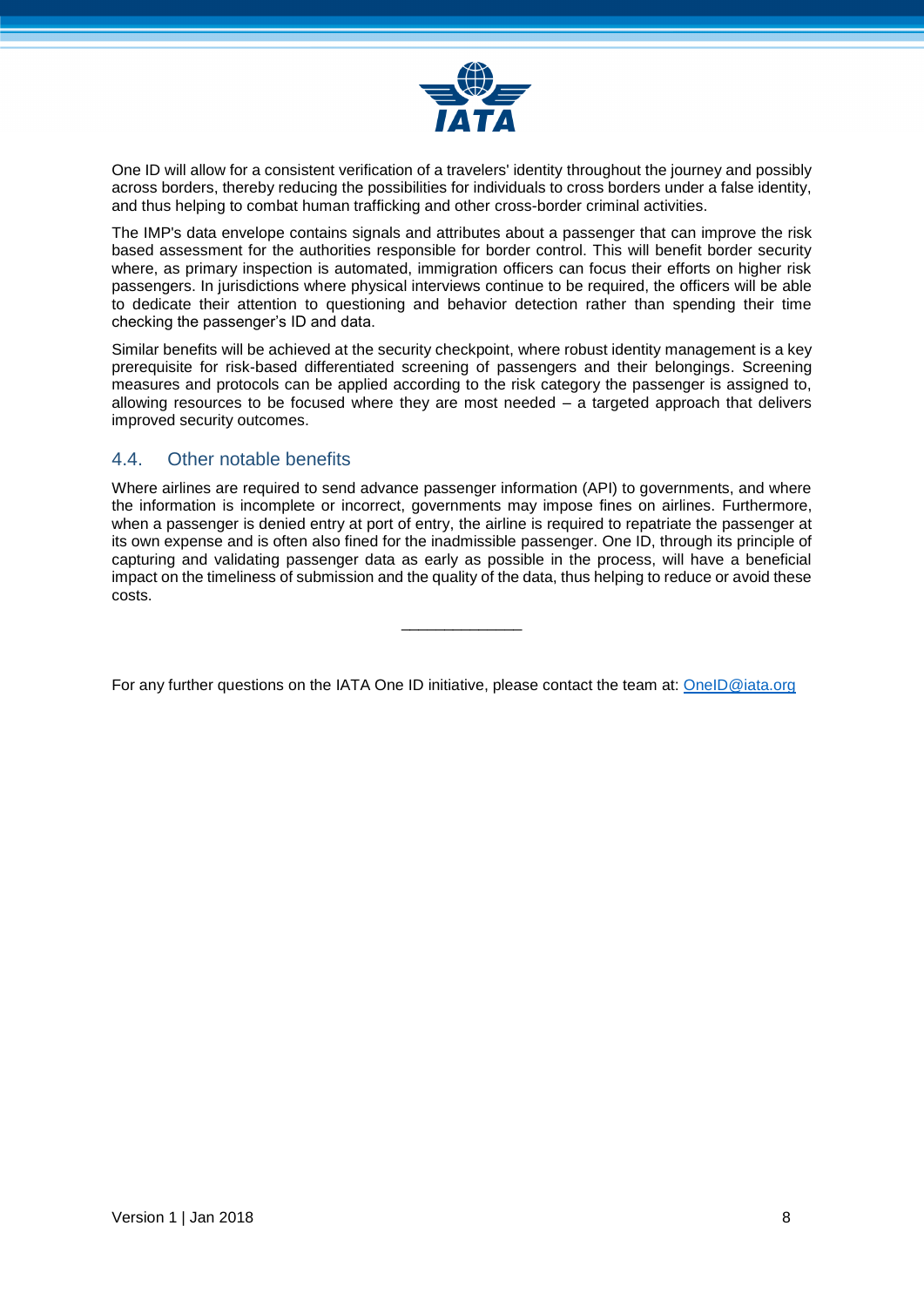One ID will allow for a consistent verification of a travelers' identity throughout the journey and possibly across borders, thereby reducing the possibilities for individuals to cross borders under a false identity, and thus helping to combat human trafficking and other cross-border criminal activities.

The IMP's data envelope contains signals and attributes about a passenger that can improve the risk based assessment for the authorities responsible for border control. This will benefit border security where, as primary inspection is automated, immigration officers can focus their efforts on higher risk passengers. In jurisdictions where physical interviews continue to be required, the officers will be able to dedicate their attention to questioning and behavior detection rather than spending their time checking the passenger's ID and data.

Similar benefits will be achieved at the security checkpoint, where robust identity management is a key prerequisite for risk-based differentiated screening of passengers and their belongings. Screening measures and protocols can be applied according to the risk category the passenger is assigned to, allowing resources to be focused where they are most needed – a targeted approach that delivers improved security outcomes.

## 4.4. Other notable benefits

Where airlines are required to send advance passenger information (API) to governments, and where the information is incomplete or incorrect, governments may impose fines on airlines. Furthermore, when a passenger is denied entry at port of entry, the airline is required to repatriate the passenger at its own expense and is often also fined for the inadmissible passenger. One ID, through its principle of capturing and validating passenger data as early as possible in the process, will have a beneficial impact on the timeliness of submission and the quality of the data, thus helping to reduce or avoid these costs.

______________

For any further questions on the IATA One ID initiative, please contact the team at: OneID@iata.org